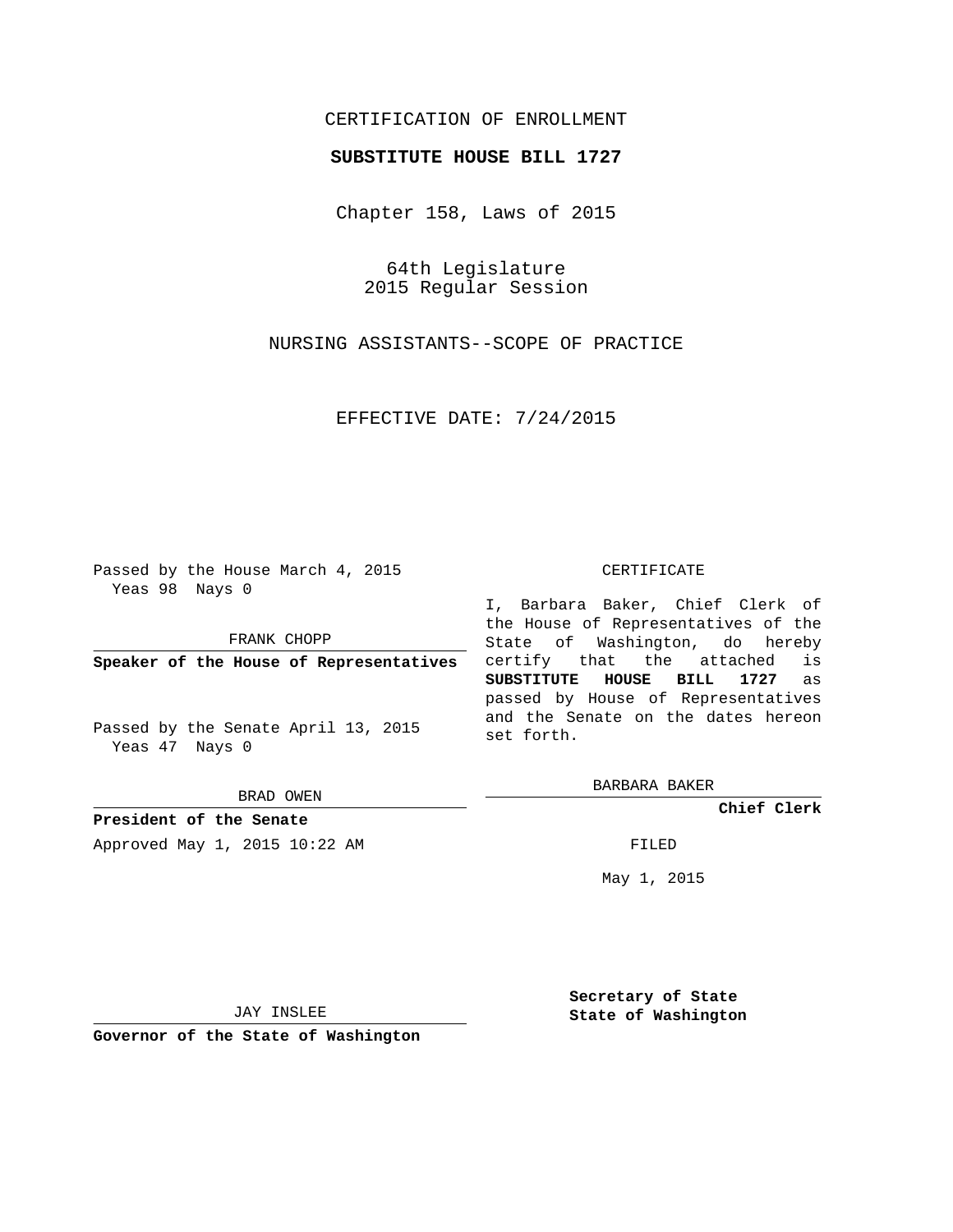CERTIFICATION OF ENROLLMENT

**SUBSTITUTE HOUSE BILL 1727**

Chapter 158, Laws of 2015

64th Legislature
2015 Regular Session

NURSING ASSISTANTS--SCOPE OF PRACTICE

EFFECTIVE DATE: 7/24/2015

Passed by the House March 4, 2015
Yeas 98 Nays 0

FRANK CHOPP

**Speaker of the House of Representatives**

Passed by the Senate April 13, 2015
Yeas 47 Nays 0

BRAD OWEN

**President of the Senate**

Approved May 1, 2015 10:22 AM

JAY INSLEE

**Governor of the State of Washington**

CERTIFICATE

I, Barbara Baker, Chief Clerk of the House of Representatives of the State of Washington, do hereby certify that the attached is **SUBSTITUTE HOUSE BILL 1727** as passed by House of Representatives and the Senate on the dates hereon set forth.

BARBARA BAKER

**Chief Clerk**

FILED

May 1, 2015

**Secretary of State**
**State of Washington**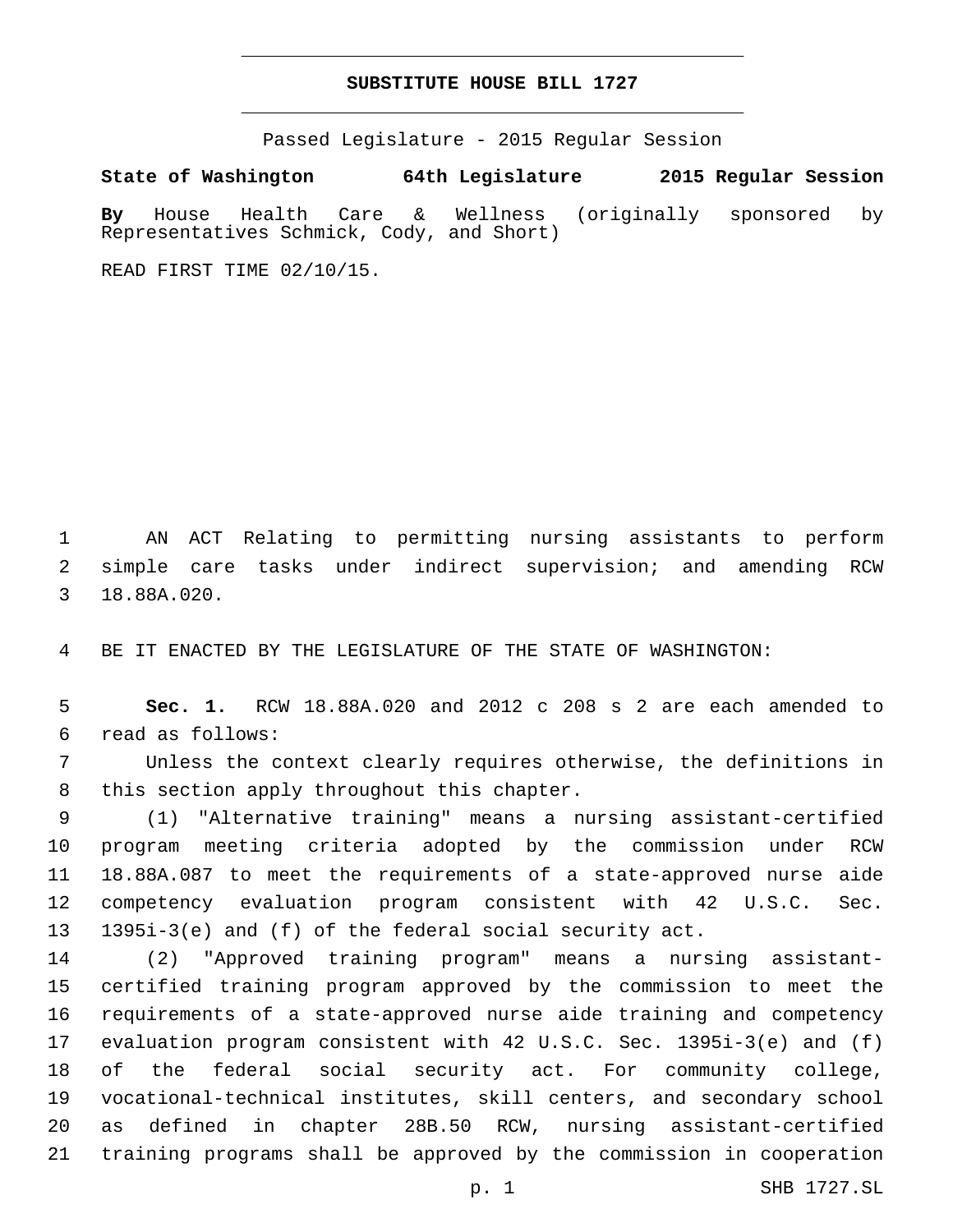**SUBSTITUTE HOUSE BILL 1727**

Passed Legislature - 2015 Regular Session

**State of Washington 64th Legislature 2015 Regular Session**

**By** House Health Care & Wellness (originally sponsored by Representatives Schmick, Cody, and Short)

READ FIRST TIME 02/10/15.

AN ACT Relating to permitting nursing assistants to perform simple care tasks under indirect supervision; and amending RCW 18.88A.020.

BE IT ENACTED BY THE LEGISLATURE OF THE STATE OF WASHINGTON:

**Sec. 1.** RCW 18.88A.020 and 2012 c 208 s 2 are each amended to read as follows:

Unless the context clearly requires otherwise, the definitions in this section apply throughout this chapter.

(1) "Alternative training" means a nursing assistant-certified program meeting criteria adopted by the commission under RCW 18.88A.087 to meet the requirements of a state-approved nurse aide competency evaluation program consistent with 42 U.S.C. Sec. 1395i-3(e) and (f) of the federal social security act.

(2) "Approved training program" means a nursing assistant-certified training program approved by the commission to meet the requirements of a state-approved nurse aide training and competency evaluation program consistent with 42 U.S.C. Sec. 1395i-3(e) and (f) of the federal social security act. For community college, vocational-technical institutes, skill centers, and secondary school as defined in chapter 28B.50 RCW, nursing assistant-certified training programs shall be approved by the commission in cooperation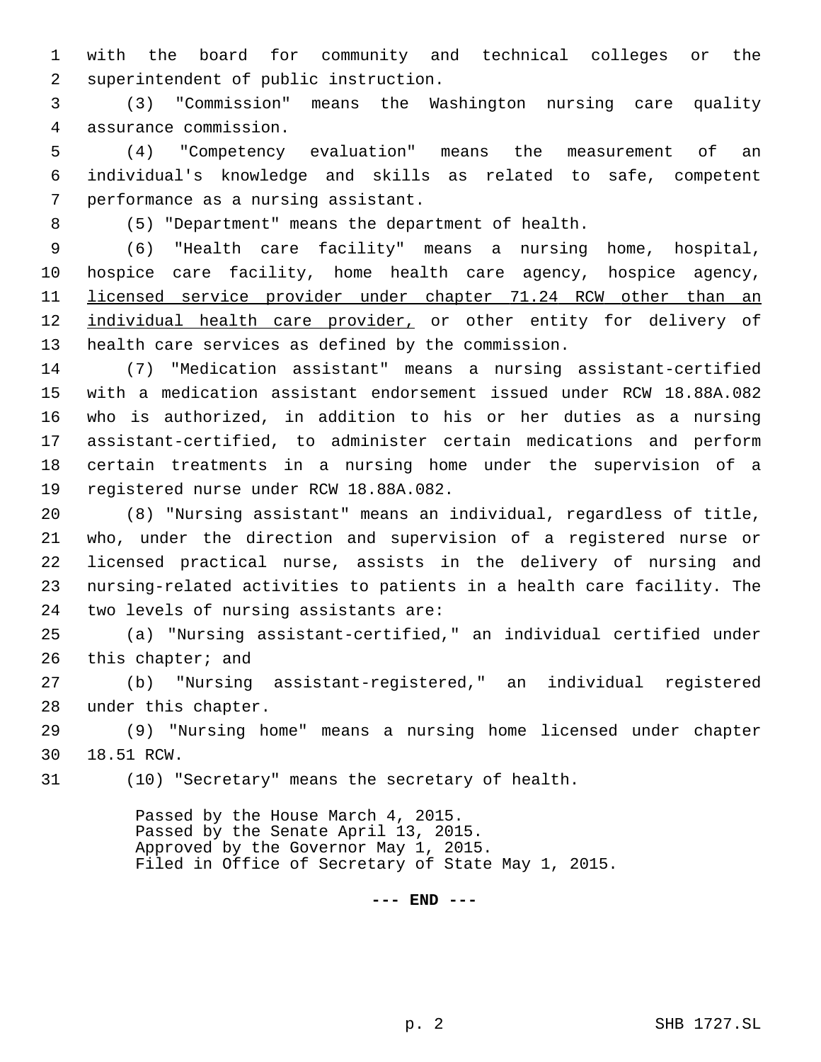with the board for community and technical colleges or the superintendent of public instruction.

(3) "Commission" means the Washington nursing care quality assurance commission.

(4) "Competency evaluation" means the measurement of an individual's knowledge and skills as related to safe, competent performance as a nursing assistant.

(5) "Department" means the department of health.

(6) "Health care facility" means a nursing home, hospital, hospice care facility, home health care agency, hospice agency, <u>licensed service provider under chapter 71.24 RCW other than an individual health care provider,</u> or other entity for delivery of health care services as defined by the commission.

(7) "Medication assistant" means a nursing assistant-certified with a medication assistant endorsement issued under RCW 18.88A.082 who is authorized, in addition to his or her duties as a nursing assistant-certified, to administer certain medications and perform certain treatments in a nursing home under the supervision of a registered nurse under RCW 18.88A.082.

(8) "Nursing assistant" means an individual, regardless of title, who, under the direction and supervision of a registered nurse or licensed practical nurse, assists in the delivery of nursing and nursing-related activities to patients in a health care facility. The two levels of nursing assistants are:

(a) "Nursing assistant-certified," an individual certified under this chapter; and

(b) "Nursing assistant-registered," an individual registered under this chapter.

(9) "Nursing home" means a nursing home licensed under chapter 18.51 RCW.

(10) "Secretary" means the secretary of health.

Passed by the House March 4, 2015.
Passed by the Senate April 13, 2015.
Approved by the Governor May 1, 2015.
Filed in Office of Secretary of State May 1, 2015.

**--- END ---**